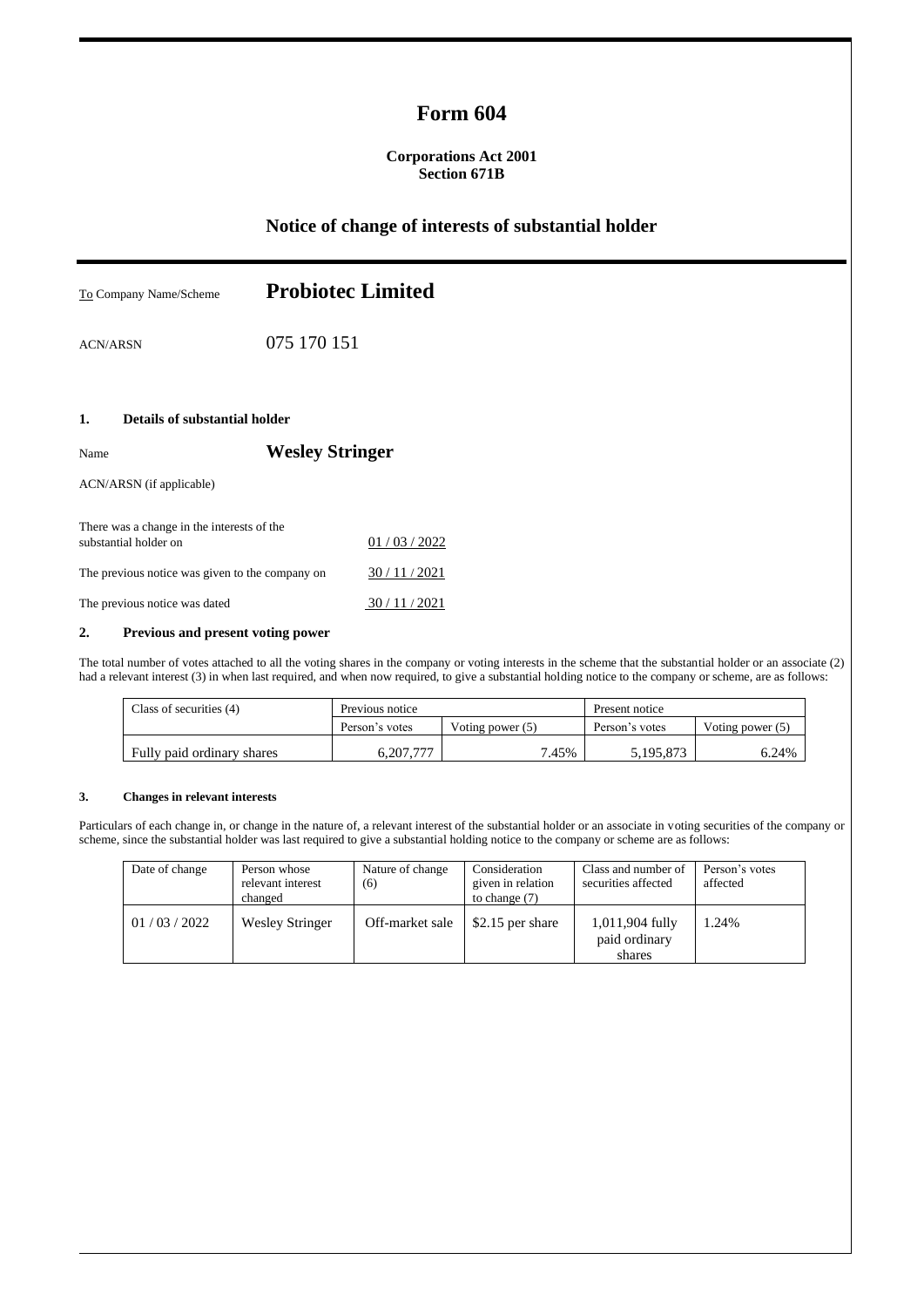# Form 604

**Corporations Act 2001**
**Section 671B**

## Notice of change of interests of substantial holder

To Company Name/Scheme **Probiotec Limited**

ACN/ARSN 075 170 151

### 1. Details of substantial holder

Name **Wesley Stringer**

ACN/ARSN (if applicable)

There was a change in the interests of the substantial holder on 01 / 03 / 2022

The previous notice was given to the company on 30 / 11 / 2021

The previous notice was dated 30 / 11 / 2021

### 2. Previous and present voting power

The total number of votes attached to all the voting shares in the company or voting interests in the scheme that the substantial holder or an associate (2) had a relevant interest (3) in when last required, and when now required, to give a substantial holding notice to the company or scheme, are as follows:

| Class of securities (4) | Previous notice | | Present notice | |
|---|---|---|---|---|
| | Person's votes | Voting power (5) | Person's votes | Voting power (5) |
| Fully paid ordinary shares | 6,207,777 | 7.45% | 5,195,873 | 6.24% |

### 3. Changes in relevant interests

Particulars of each change in, or change in the nature of, a relevant interest of the substantial holder or an associate in voting securities of the company or scheme, since the substantial holder was last required to give a substantial holding notice to the company or scheme are as follows:

| Date of change | Person whose relevant interest changed | Nature of change (6) | Consideration given in relation to change (7) | Class and number of securities affected | Person's votes affected |
|---|---|---|---|---|---|
| 01 / 03 / 2022 | Wesley Stringer | Off-market sale | $2.15 per share | 1,011,904 fully paid ordinary shares | 1.24% |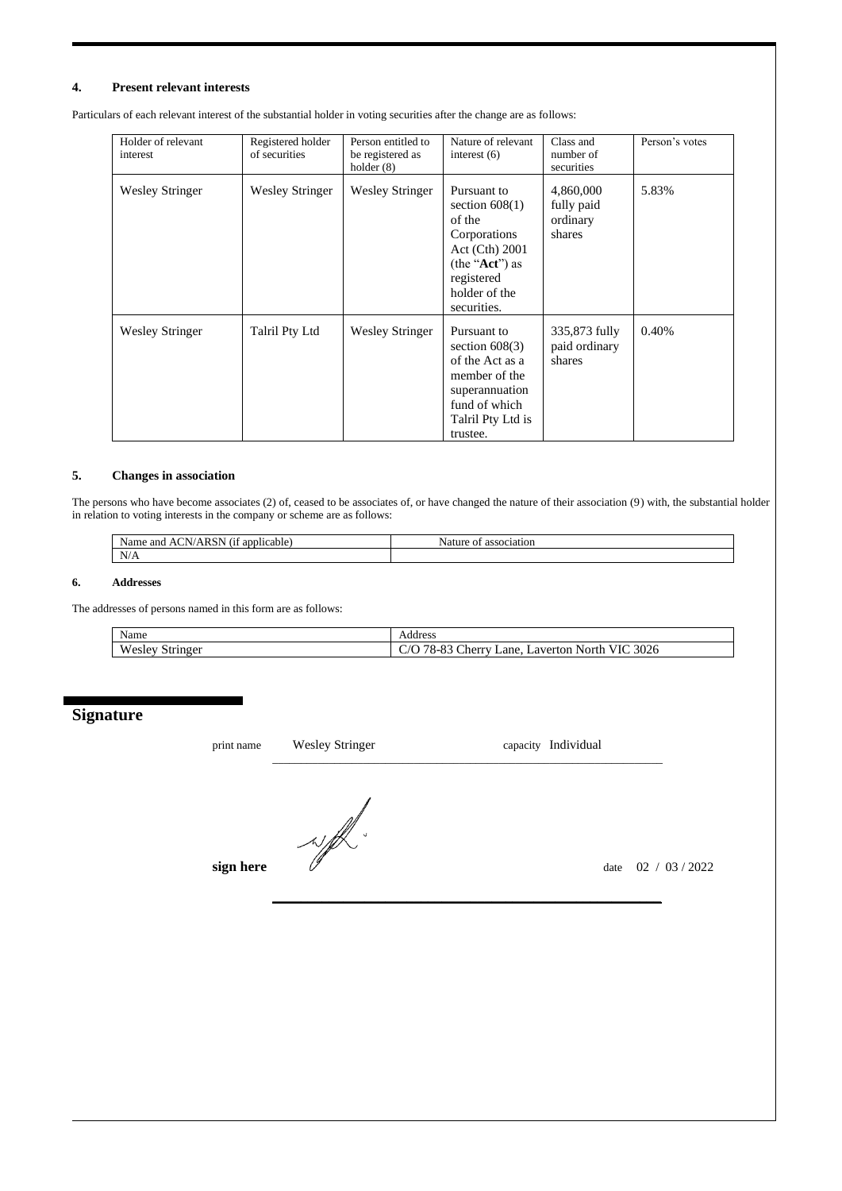### 4. Present relevant interests

Particulars of each relevant interest of the substantial holder in voting securities after the change are as follows:

| Holder of relevant interest | Registered holder of securities | Person entitled to be registered as holder (8) | Nature of relevant interest (6) | Class and number of securities | Person's votes |
|---|---|---|---|---|---|
| Wesley Stringer | Wesley Stringer | Wesley Stringer | Pursuant to section 608(1) of the Corporations Act (Cth) 2001 (the "**Act**") as registered holder of the securities. | 4,860,000 fully paid ordinary shares | 5.83% |
| Wesley Stringer | Talril Pty Ltd | Wesley Stringer | Pursuant to section 608(3) of the Act as a member of the superannuation fund of which Talril Pty Ltd is trustee. | 335,873 fully paid ordinary shares | 0.40% |

### 5. Changes in association

The persons who have become associates (2) of, ceased to be associates of, or have changed the nature of their association (9) with, the substantial holder in relation to voting interests in the company or scheme are as follows:

| Name and ACN/ARSN (if applicable) | Nature of association |
|---|---|
| N/A | |

### 6. Addresses

The addresses of persons named in this form are as follows:

| Name | Address |
|---|---|
| Wesley Stringer | C/O 78-83 Cherry Lane, Laverton North VIC 3026 |

## Signature

print name Wesley Stringer capacity Individual

sign here

date 02 / 03 / 2022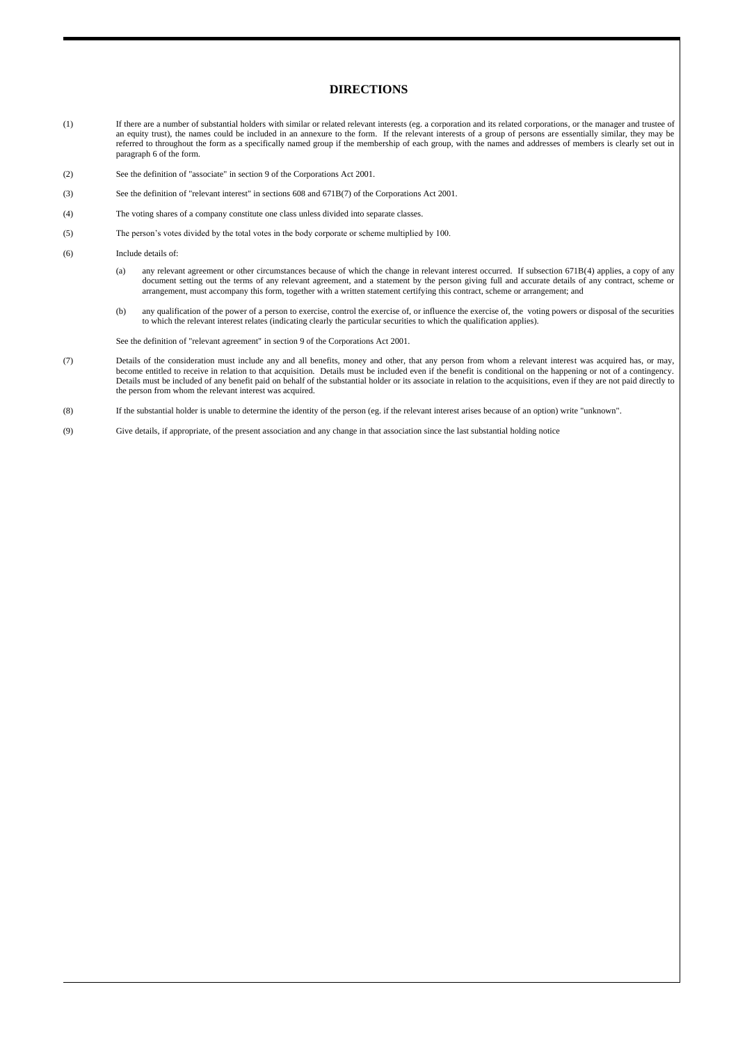## DIRECTIONS

(1) If there are a number of substantial holders with similar or related relevant interests (eg. a corporation and its related corporations, or the manager and trustee of an equity trust), the names could be included in an annexure to the form. If the relevant interests of a group of persons are essentially similar, they may be referred to throughout the form as a specifically named group if the membership of each group, with the names and addresses of members is clearly set out in paragraph 6 of the form.

(2) See the definition of "associate" in section 9 of the Corporations Act 2001.

(3) See the definition of "relevant interest" in sections 608 and 671B(7) of the Corporations Act 2001.

(4) The voting shares of a company constitute one class unless divided into separate classes.

(5) The person's votes divided by the total votes in the body corporate or scheme multiplied by 100.

(6) Include details of:

(a) any relevant agreement or other circumstances because of which the change in relevant interest occurred. If subsection 671B(4) applies, a copy of any document setting out the terms of any relevant agreement, and a statement by the person giving full and accurate details of any contract, scheme or arrangement, must accompany this form, together with a written statement certifying this contract, scheme or arrangement; and

(b) any qualification of the power of a person to exercise, control the exercise of, or influence the exercise of, the voting powers or disposal of the securities to which the relevant interest relates (indicating clearly the particular securities to which the qualification applies).

See the definition of "relevant agreement" in section 9 of the Corporations Act 2001.

(7) Details of the consideration must include any and all benefits, money and other, that any person from whom a relevant interest was acquired has, or may, become entitled to receive in relation to that acquisition. Details must be included even if the benefit is conditional on the happening or not of a contingency. Details must be included of any benefit paid on behalf of the substantial holder or its associate in relation to the acquisitions, even if they are not paid directly to the person from whom the relevant interest was acquired.

(8) If the substantial holder is unable to determine the identity of the person (eg. if the relevant interest arises because of an option) write "unknown".

(9) Give details, if appropriate, of the present association and any change in that association since the last substantial holding notice